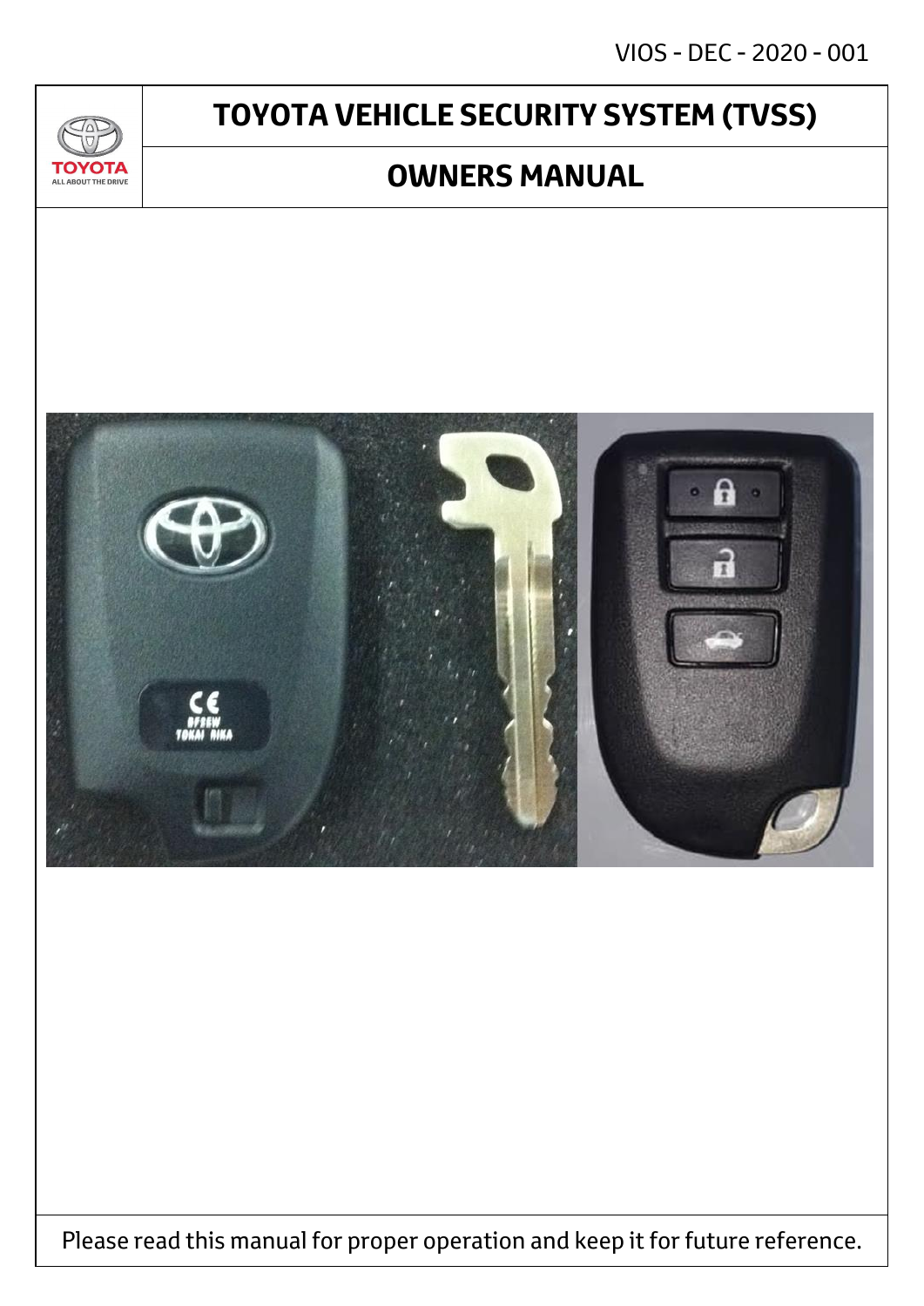VIOS - DEC - 2020 - 001

# TOYOTA VEHICLE SECURITY SYSTEM (TVSS)

## OWNERS MANUAL

Please read this manual for proper operation and keep it for future reference.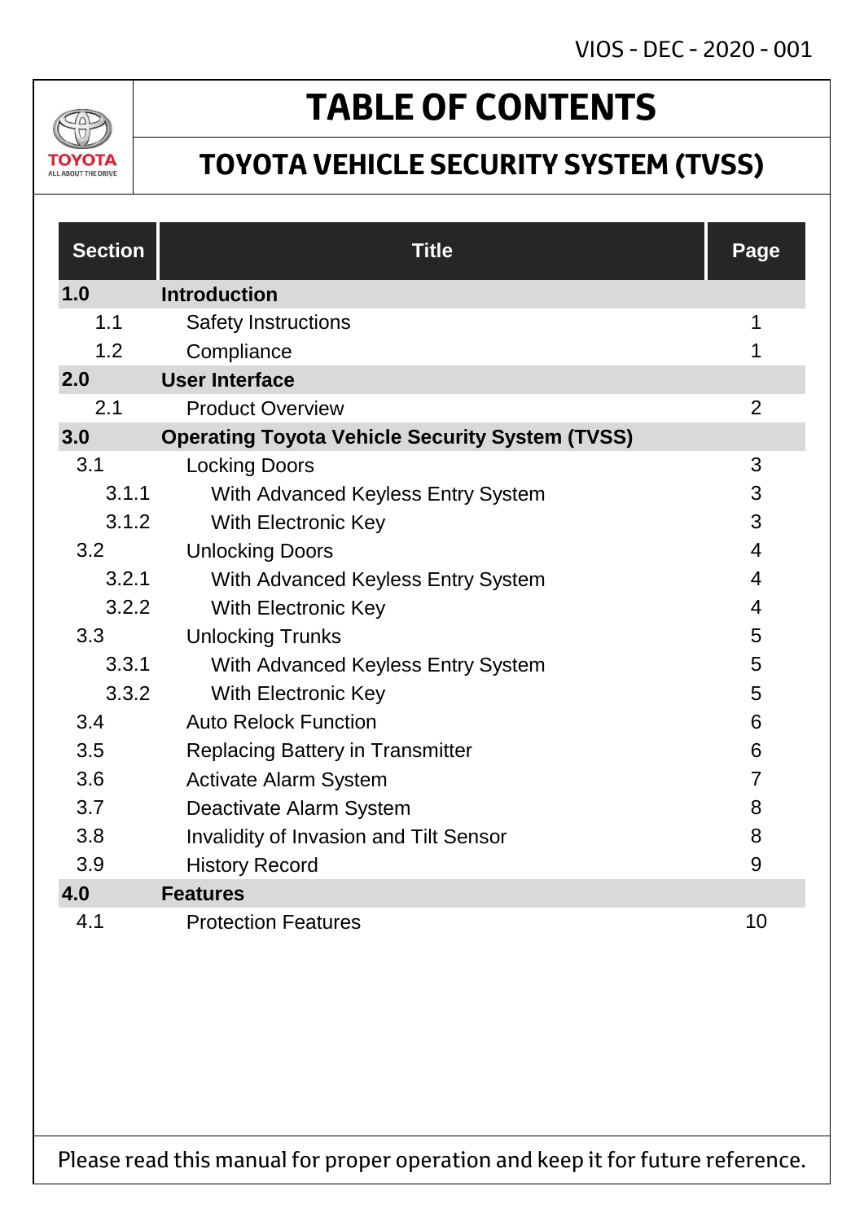VIOS - DEC - 2020 - 001

TOYOTA
ALL ABOUT THE DRIVE

# TABLE OF CONTENTS

## TOYOTA VEHICLE SECURITY SYSTEM (TVSS)

| Section | Title | Page |
|---|---|---|
| **1.0** | **Introduction** | |
| 1.1 | Safety Instructions | 1 |
| 1.2 | Compliance | 1 |
| **2.0** | **User Interface** | |
| 2.1 | Product Overview | 2 |
| **3.0** | **Operating Toyota Vehicle Security System (TVSS)** | |
| 3.1 | Locking Doors | 3 |
| 3.1.1 | With Advanced Keyless Entry System | 3 |
| 3.1.2 | With Electronic Key | 3 |
| 3.2 | Unlocking Doors | 4 |
| 3.2.1 | With Advanced Keyless Entry System | 4 |
| 3.2.2 | With Electronic Key | 4 |
| 3.3 | Unlocking Trunks | 5 |
| 3.3.1 | With Advanced Keyless Entry System | 5 |
| 3.3.2 | With Electronic Key | 5 |
| 3.4 | Auto Relock Function | 6 |
| 3.5 | Replacing Battery in Transmitter | 6 |
| 3.6 | Activate Alarm System | 7 |
| 3.7 | Deactivate Alarm System | 8 |
| 3.8 | Invalidity of Invasion and Tilt Sensor | 8 |
| 3.9 | History Record | 9 |
| **4.0** | **Features** | |
| 4.1 | Protection Features | 10 |

Please read this manual for proper operation and keep it for future reference.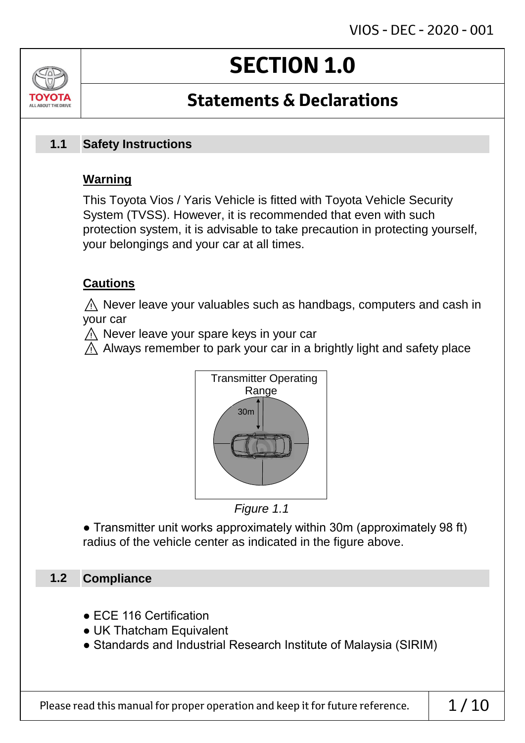# SECTION 1.0

## Statements & Declarations

### 1.1 Safety Instructions

**Warning**

This Toyota Vios / Yaris Vehicle is fitted with Toyota Vehicle Security System (TVSS). However, it is recommended that even with such protection system, it is advisable to take precaution in protecting yourself, your belongings and your car at all times.

**Cautions**

⚠ Never leave your valuables such as handbags, computers and cash in your car
⚠ Never leave your spare keys in your car
⚠ Always remember to park your car in a brightly light and safety place

Transmitter Operating Range

30m

*Figure 1.1*

● Transmitter unit works approximately within 30m (approximately 98 ft) radius of the vehicle center as indicated in the figure above.

### 1.2 Compliance

● ECE 116 Certification
● UK Thatcham Equivalent
● Standards and Industrial Research Institute of Malaysia (SIRIM)

Please read this manual for proper operation and keep it for future reference.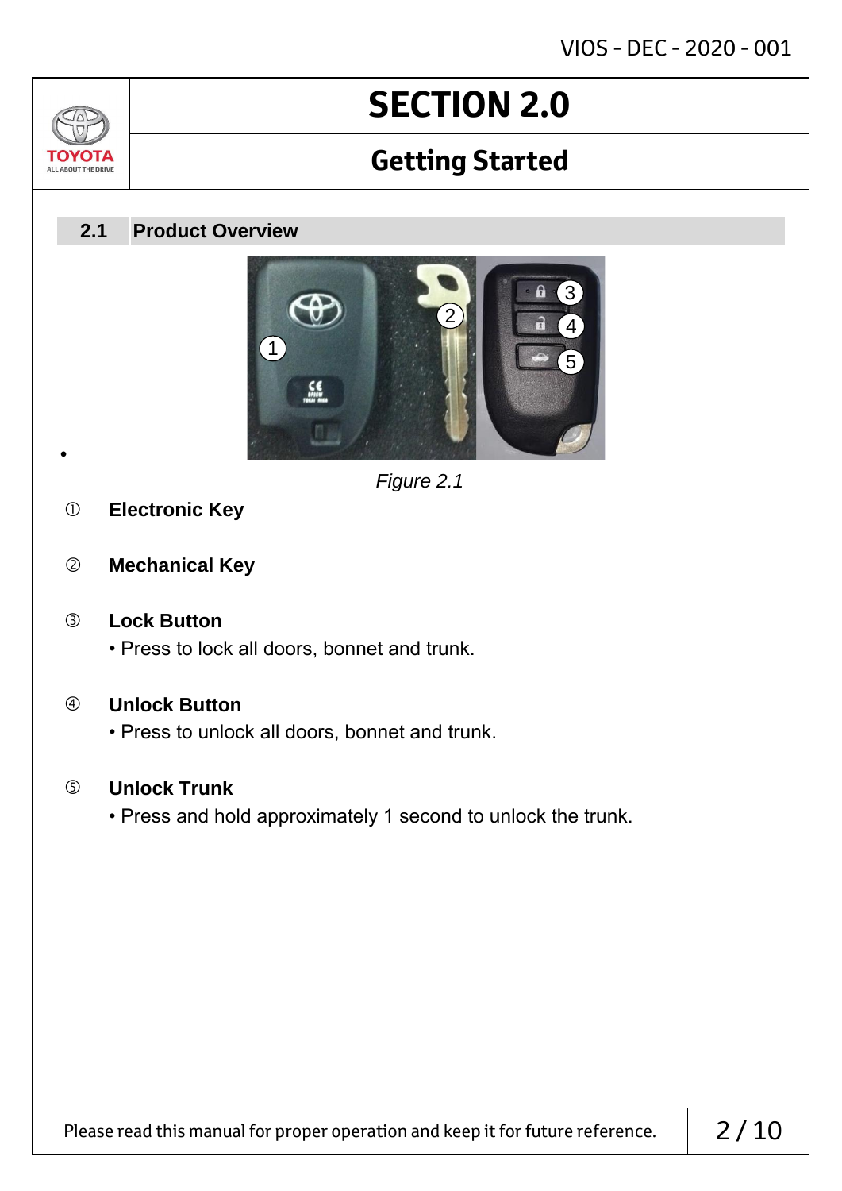# SECTION 2.0

## Getting Started

### 2.1 Product Overview

*Figure 2.1*

① **Electronic Key**

② **Mechanical Key**

③ **Lock Button**
- Press to lock all doors, bonnet and trunk.

④ **Unlock Button**
- Press to unlock all doors, bonnet and trunk.

⑤ **Unlock Trunk**
- Press and hold approximately 1 second to unlock the trunk.

Please read this manual for proper operation and keep it for future reference.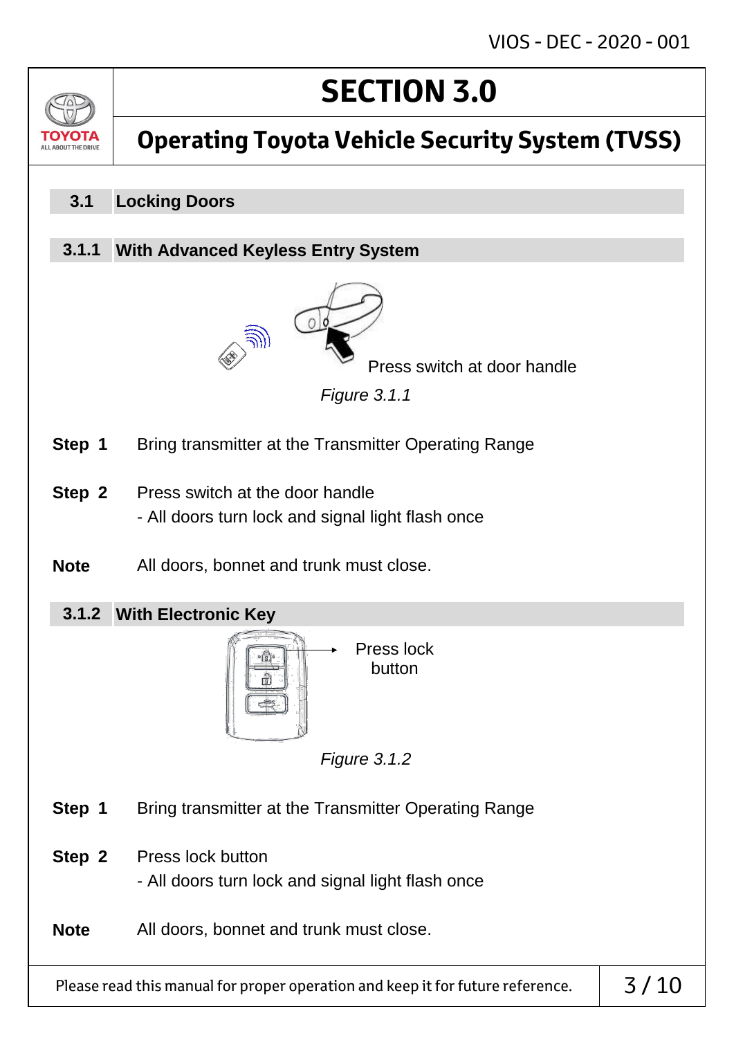# SECTION 3.0

## Operating Toyota Vehicle Security System (TVSS)

### 3.1 Locking Doors

#### 3.1.1 With Advanced Keyless Entry System

Press switch at door handle

*Figure 3.1.1*

**Step 1** Bring transmitter at the Transmitter Operating Range

**Step 2** Press switch at the door handle
- All doors turn lock and signal light flash once

**Note** All doors, bonnet and trunk must close.

#### 3.1.2 With Electronic Key

Press lock button

*Figure 3.1.2*

**Step 1** Bring transmitter at the Transmitter Operating Range

**Step 2** Press lock button
- All doors turn lock and signal light flash once

**Note** All doors, bonnet and trunk must close.

Please read this manual for proper operation and keep it for future reference.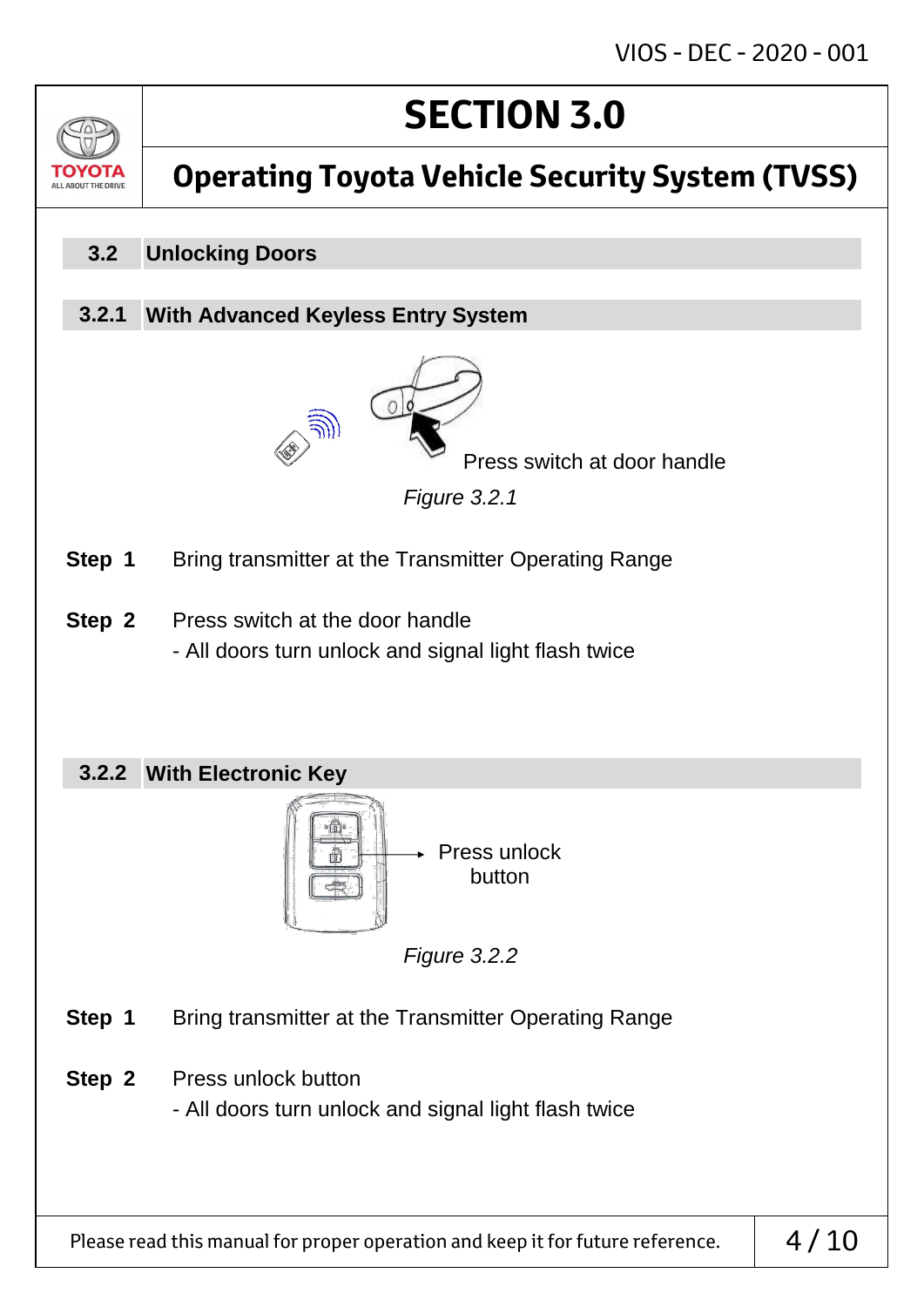# SECTION 3.0

## Operating Toyota Vehicle Security System (TVSS)

### 3.2 Unlocking Doors

#### 3.2.1 With Advanced Keyless Entry System

Press switch at door handle

*Figure 3.2.1*

**Step 1** Bring transmitter at the Transmitter Operating Range

**Step 2** Press switch at the door handle
- All doors turn unlock and signal light flash twice

#### 3.2.2 With Electronic Key

Press unlock button

*Figure 3.2.2*

**Step 1** Bring transmitter at the Transmitter Operating Range

**Step 2** Press unlock button
- All doors turn unlock and signal light flash twice

Please read this manual for proper operation and keep it for future reference.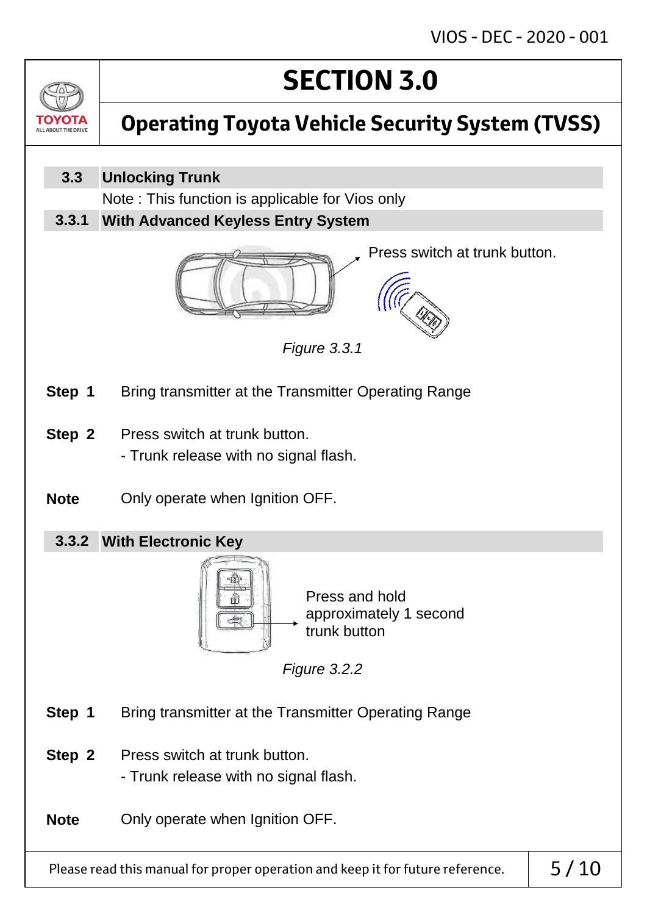# SECTION 3.0

## Operating Toyota Vehicle Security System (TVSS)

### 3.3 Unlocking Trunk

Note : This function is applicable for Vios only

#### 3.3.1 With Advanced Keyless Entry System

Press switch at trunk button.

*Figure 3.3.1*

**Step 1** Bring transmitter at the Transmitter Operating Range

**Step 2** Press switch at trunk button.
- Trunk release with no signal flash.

**Note** Only operate when Ignition OFF.

#### 3.3.2 With Electronic Key

Press and hold approximately 1 second trunk button

*Figure 3.2.2*

**Step 1** Bring transmitter at the Transmitter Operating Range

**Step 2** Press switch at trunk button.
- Trunk release with no signal flash.

**Note** Only operate when Ignition OFF.

Please read this manual for proper operation and keep it for future reference.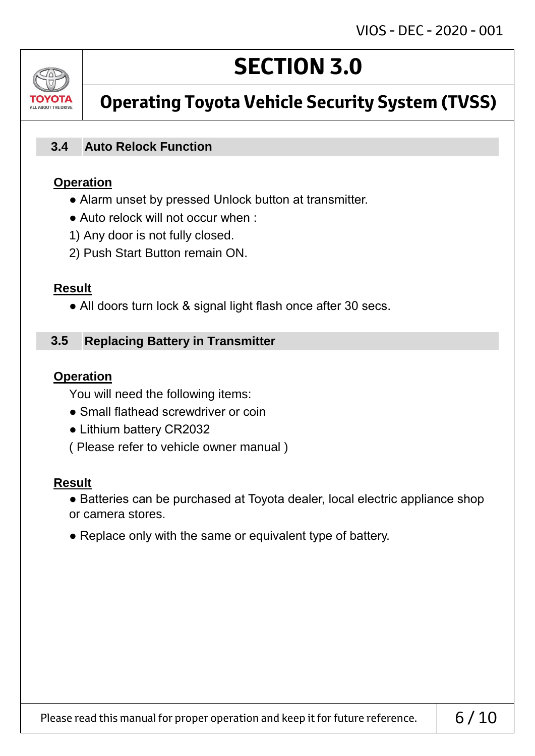# SECTION 3.0

## Operating Toyota Vehicle Security System (TVSS)

### 3.4 Auto Relock Function

**Operation**

- Alarm unset by pressed Unlock button at transmitter.
- Auto relock will not occur when :

1) Any door is not fully closed.

2) Push Start Button remain ON.

**Result**

- All doors turn lock & signal light flash once after 30 secs.

### 3.5 Replacing Battery in Transmitter

**Operation**

You will need the following items:

- Small flathead screwdriver or coin
- Lithium battery CR2032

( Please refer to vehicle owner manual )

**Result**

- Batteries can be purchased at Toyota dealer, local electric appliance shop or camera stores.
- Replace only with the same or equivalent type of battery.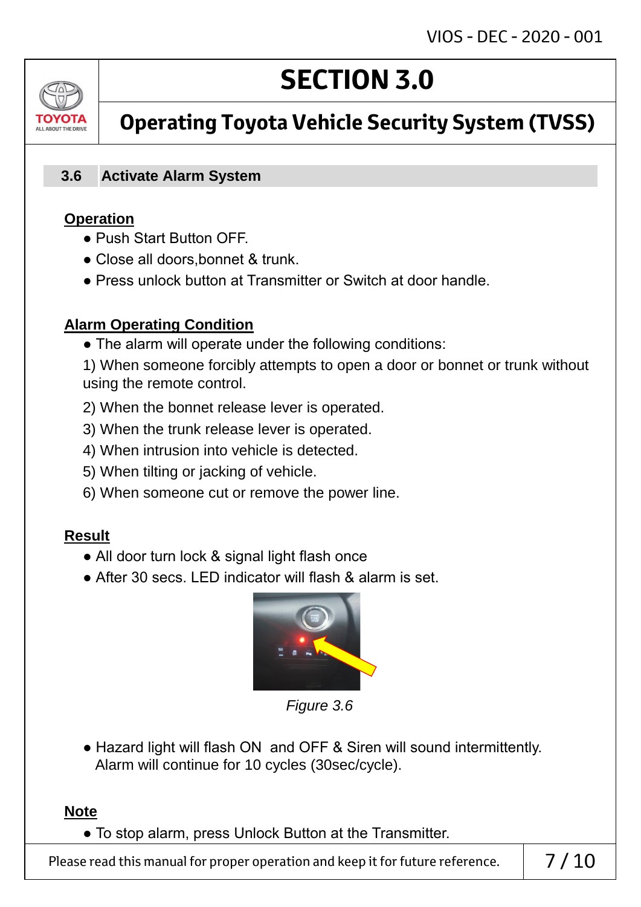# SECTION 3.0

## Operating Toyota Vehicle Security System (TVSS)

### 3.6 Activate Alarm System

**Operation**

- Push Start Button OFF.
- Close all doors,bonnet & trunk.
- Press unlock button at Transmitter or Switch at door handle.

**Alarm Operating Condition**

- The alarm will operate under the following conditions:

1) When someone forcibly attempts to open a door or bonnet or trunk without using the remote control.

2) When the bonnet release lever is operated.

3) When the trunk release lever is operated.

4) When intrusion into vehicle is detected.

5) When tilting or jacking of vehicle.

6) When someone cut or remove the power line.

**Result**

- All door turn lock & signal light flash once
- After 30 secs. LED indicator will flash & alarm is set.

*Figure 3.6*

- Hazard light will flash ON and OFF & Siren will sound intermittently. Alarm will continue for 10 cycles (30sec/cycle).

**Note**

- To stop alarm, press Unlock Button at the Transmitter.

Please read this manual for proper operation and keep it for future reference.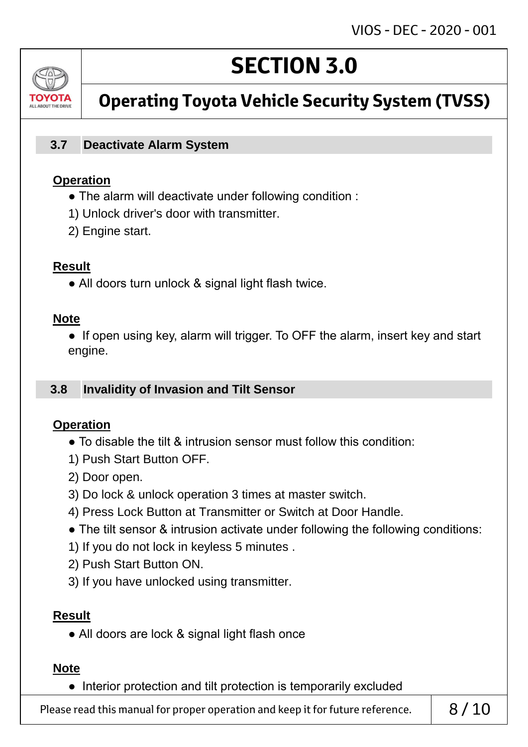# SECTION 3.0

## Operating Toyota Vehicle Security System (TVSS)

### 3.7 Deactivate Alarm System

**Operation**

- The alarm will deactivate under following condition :

1) Unlock driver's door with transmitter.
2) Engine start.

**Result**

- All doors turn unlock & signal light flash twice.

**Note**

- If open using key, alarm will trigger. To OFF the alarm, insert key and start engine.

### 3.8 Invalidity of Invasion and Tilt Sensor

**Operation**

- To disable the tilt & intrusion sensor must follow this condition:

1) Push Start Button OFF.
2) Door open.
3) Do lock & unlock operation 3 times at master switch.
4) Press Lock Button at Transmitter or Switch at Door Handle.

- The tilt sensor & intrusion activate under following the following conditions:

1) If you do not lock in keyless 5 minutes .
2) Push Start Button ON.
3) If you have unlocked using transmitter.

**Result**

- All doors are lock & signal light flash once

**Note**

- Interior protection and tilt protection is temporarily excluded

Please read this manual for proper operation and keep it for future reference.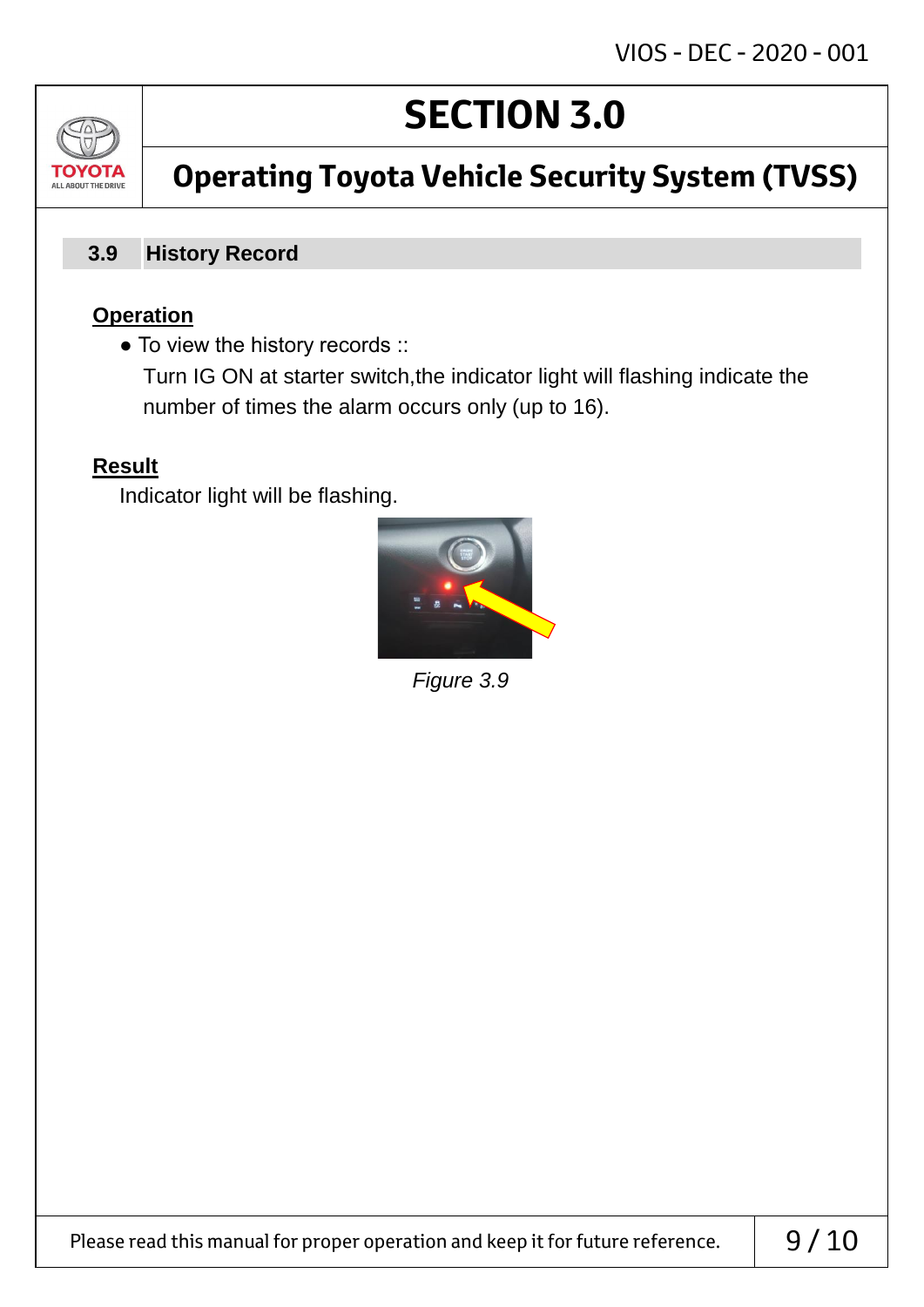# SECTION 3.0

## Operating Toyota Vehicle Security System (TVSS)

### 3.9 History Record

**Operation**

- To view the history records ::

  Turn IG ON at starter switch,the indicator light will flashing indicate the number of times the alarm occurs only (up to 16).

**Result**

Indicator light will be flashing.

*Figure 3.9*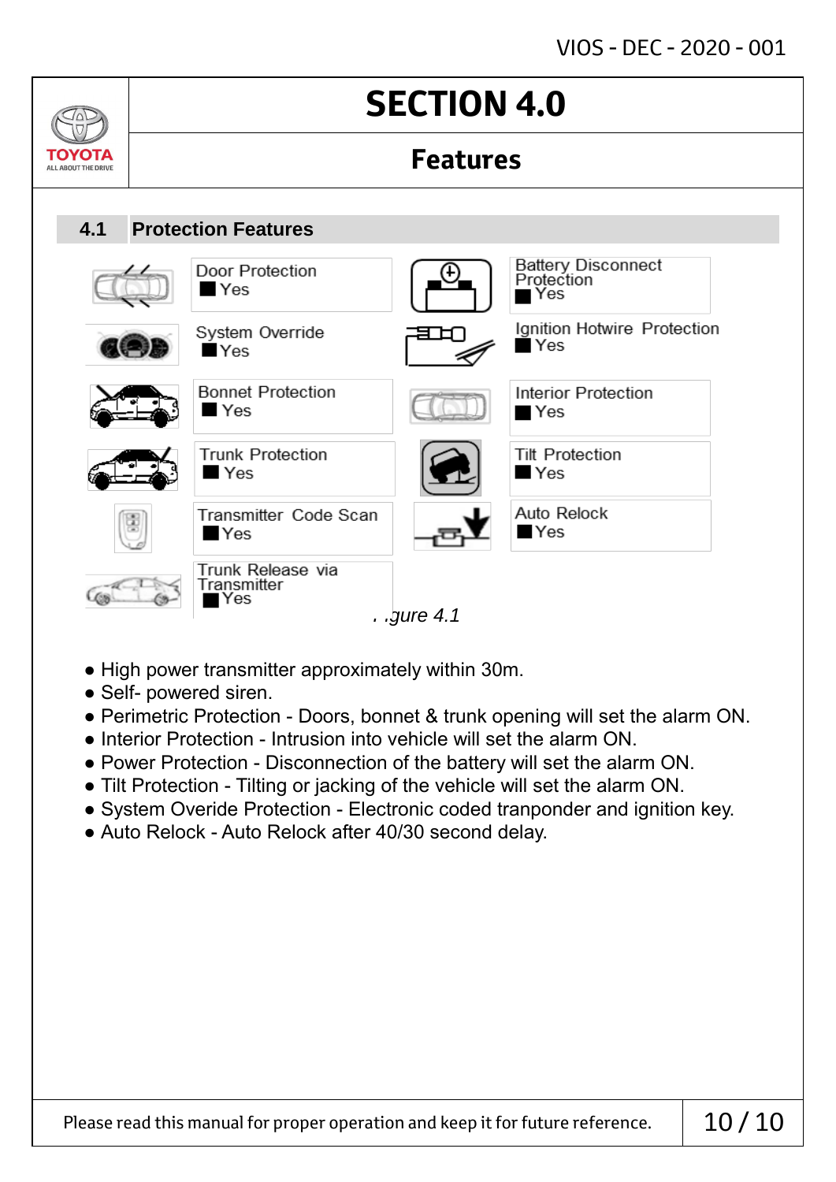# SECTION 4.0

## Features

### 4.1 Protection Features

| | |
|---|---|
| Door Protection ■ Yes | Battery Disconnect Protection ■ Yes |
| System Override ■ Yes | Ignition Hotwire Protection ■ Yes |
| Bonnet Protection ■ Yes | Interior Protection ■ Yes |
| Trunk Protection ■ Yes | Tilt Protection ■ Yes |
| Transmitter Code Scan ■ Yes | Auto Relock ■ Yes |
| Trunk Release via Transmitter ■ Yes | |

*Figure 4.1*

- High power transmitter approximately within 30m.
- Self- powered siren.
- Perimetric Protection - Doors, bonnet & trunk opening will set the alarm ON.
- Interior Protection - Intrusion into vehicle will set the alarm ON.
- Power Protection - Disconnection of the battery will set the alarm ON.
- Tilt Protection - Tilting or jacking of the vehicle will set the alarm ON.
- System Overide Protection - Electronic coded tranponder and ignition key.
- Auto Relock - Auto Relock after 40/30 second delay.

Please read this manual for proper operation and keep it for future reference.